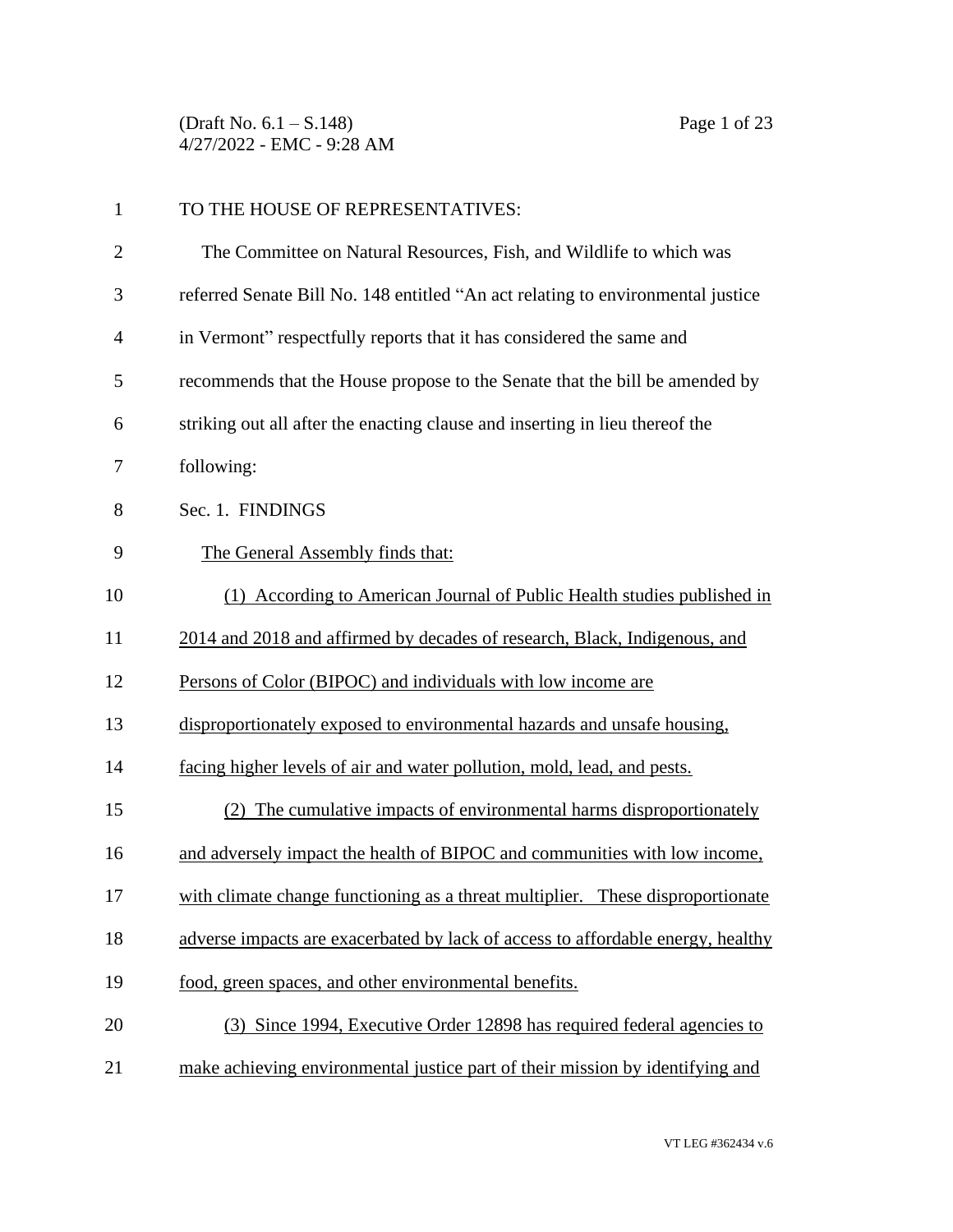TO THE HOUSE OF REPRESENTATIVES:

The Committee on Natural Resources, Fish, and Wildlife to which was referred Senate Bill No. 148 entitled "An act relating to environmental justice in Vermont" respectfully reports that it has considered the same and recommends that the House propose to the Senate that the bill be amended by striking out all after the enacting clause and inserting in lieu thereof the following:

Sec. 1. FINDINGS

The General Assembly finds that:

(1) According to American Journal of Public Health studies published in 2014 and 2018 and affirmed by decades of research, Black, Indigenous, and Persons of Color (BIPOC) and individuals with low income are disproportionately exposed to environmental hazards and unsafe housing, facing higher levels of air and water pollution, mold, lead, and pests.

(2) The cumulative impacts of environmental harms disproportionately and adversely impact the health of BIPOC and communities with low income, with climate change functioning as a threat multiplier. These disproportionate adverse impacts are exacerbated by lack of access to affordable energy, healthy food, green spaces, and other environmental benefits.

(3) Since 1994, Executive Order 12898 has required federal agencies to make achieving environmental justice part of their mission by identifying and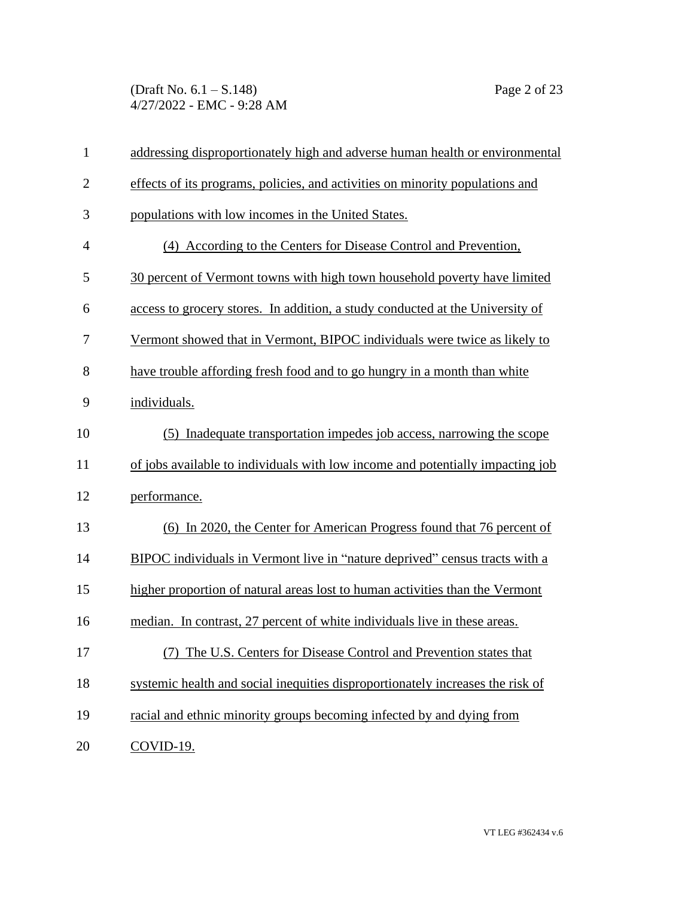addressing disproportionately high and adverse human health or environmental effects of its programs, policies, and activities on minority populations and populations with low incomes in the United States.

(4) According to the Centers for Disease Control and Prevention, 30 percent of Vermont towns with high town household poverty have limited access to grocery stores. In addition, a study conducted at the University of Vermont showed that in Vermont, BIPOC individuals were twice as likely to have trouble affording fresh food and to go hungry in a month than white individuals.

(5) Inadequate transportation impedes job access, narrowing the scope of jobs available to individuals with low income and potentially impacting job performance.

(6) In 2020, the Center for American Progress found that 76 percent of BIPOC individuals in Vermont live in "nature deprived" census tracts with a higher proportion of natural areas lost to human activities than the Vermont median. In contrast, 27 percent of white individuals live in these areas.

(7) The U.S. Centers for Disease Control and Prevention states that systemic health and social inequities disproportionately increases the risk of racial and ethnic minority groups becoming infected by and dying from COVID-19.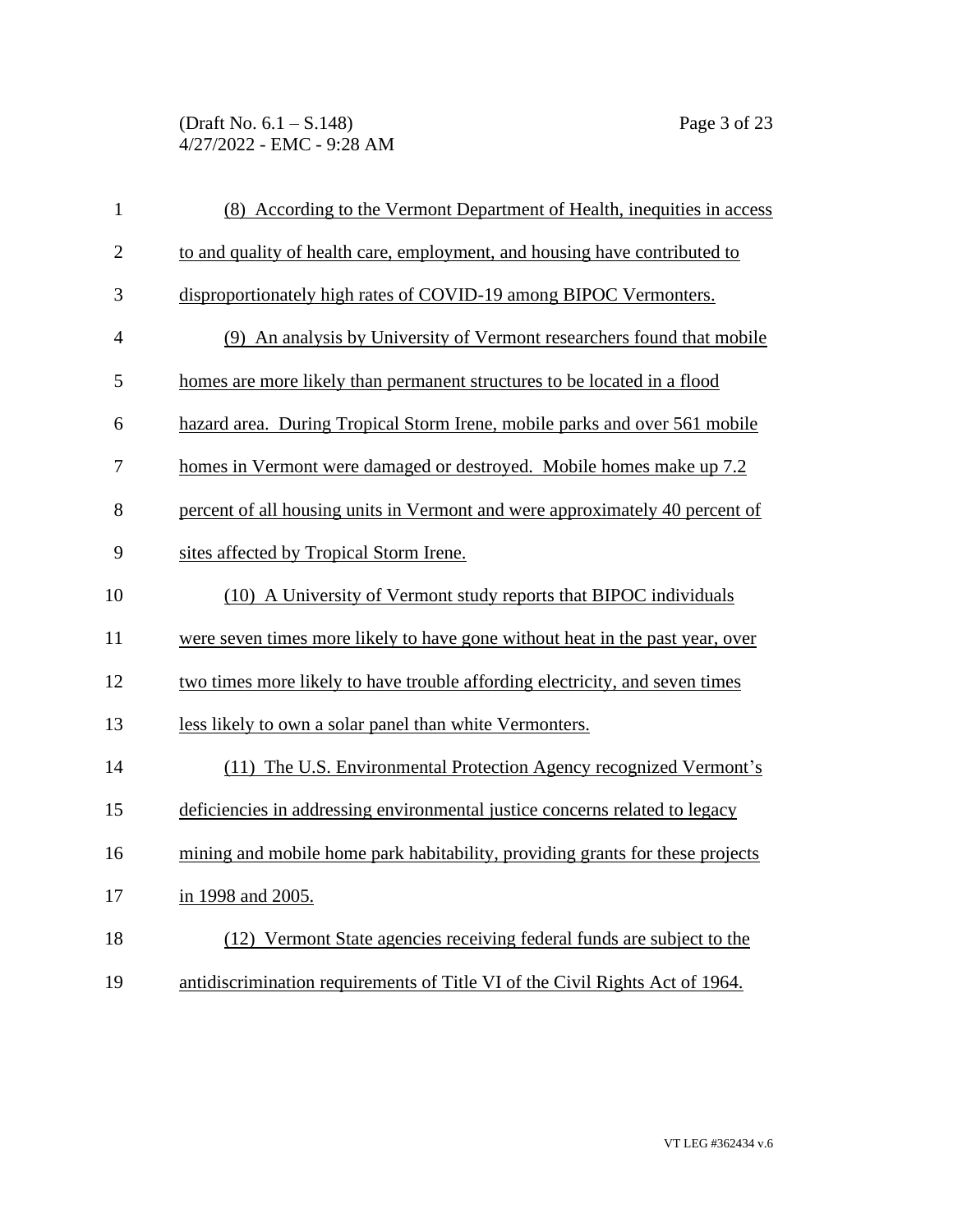(8) According to the Vermont Department of Health, inequities in access to and quality of health care, employment, and housing have contributed to disproportionately high rates of COVID-19 among BIPOC Vermonters.

(9) An analysis by University of Vermont researchers found that mobile homes are more likely than permanent structures to be located in a flood hazard area. During Tropical Storm Irene, mobile parks and over 561 mobile homes in Vermont were damaged or destroyed. Mobile homes make up 7.2 percent of all housing units in Vermont and were approximately 40 percent of sites affected by Tropical Storm Irene.

(10) A University of Vermont study reports that BIPOC individuals were seven times more likely to have gone without heat in the past year, over two times more likely to have trouble affording electricity, and seven times less likely to own a solar panel than white Vermonters.

(11) The U.S. Environmental Protection Agency recognized Vermont's deficiencies in addressing environmental justice concerns related to legacy mining and mobile home park habitability, providing grants for these projects in 1998 and 2005.

(12) Vermont State agencies receiving federal funds are subject to the antidiscrimination requirements of Title VI of the Civil Rights Act of 1964.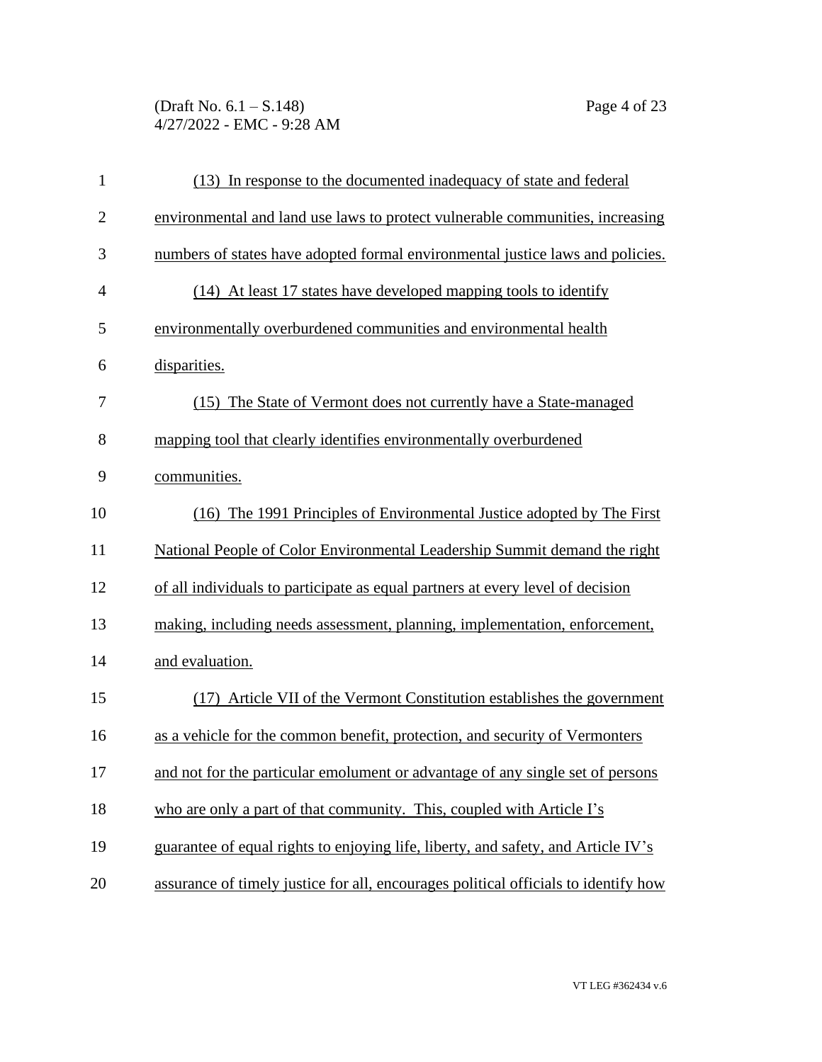(13) In response to the documented inadequacy of state and federal environmental and land use laws to protect vulnerable communities, increasing numbers of states have adopted formal environmental justice laws and policies.

(14) At least 17 states have developed mapping tools to identify environmentally overburdened communities and environmental health disparities.

(15) The State of Vermont does not currently have a State-managed mapping tool that clearly identifies environmentally overburdened communities.

(16) The 1991 Principles of Environmental Justice adopted by The First National People of Color Environmental Leadership Summit demand the right of all individuals to participate as equal partners at every level of decision making, including needs assessment, planning, implementation, enforcement, and evaluation.

(17) Article VII of the Vermont Constitution establishes the government as a vehicle for the common benefit, protection, and security of Vermonters and not for the particular emolument or advantage of any single set of persons who are only a part of that community. This, coupled with Article I's guarantee of equal rights to enjoying life, liberty, and safety, and Article IV's assurance of timely justice for all, encourages political officials to identify how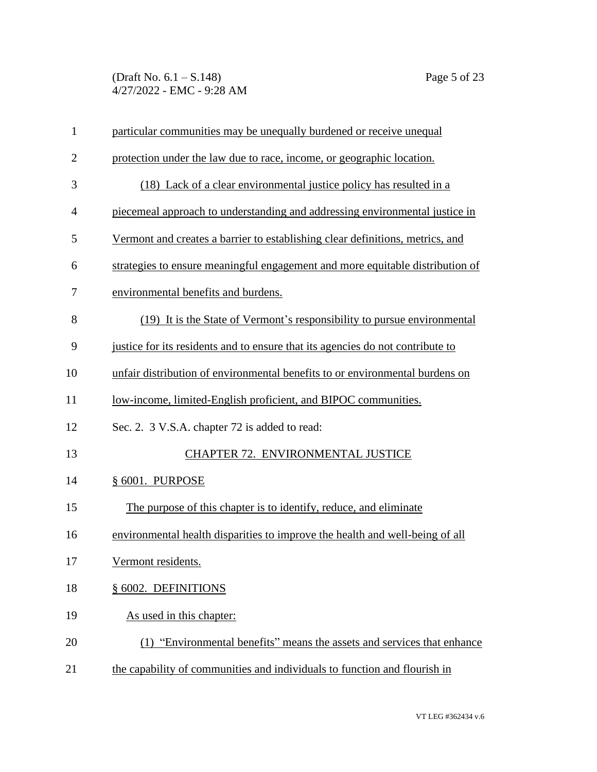particular communities may be unequally burdened or receive unequal protection under the law due to race, income, or geographic location.

(18) Lack of a clear environmental justice policy has resulted in a piecemeal approach to understanding and addressing environmental justice in Vermont and creates a barrier to establishing clear definitions, metrics, and strategies to ensure meaningful engagement and more equitable distribution of environmental benefits and burdens.

(19) It is the State of Vermont's responsibility to pursue environmental justice for its residents and to ensure that its agencies do not contribute to unfair distribution of environmental benefits to or environmental burdens on low-income, limited-English proficient, and BIPOC communities.

Sec. 2. 3 V.S.A. chapter 72 is added to read:

## CHAPTER 72. ENVIRONMENTAL JUSTICE

### § 6001. PURPOSE

The purpose of this chapter is to identify, reduce, and eliminate environmental health disparities to improve the health and well-being of all Vermont residents.

### § 6002. DEFINITIONS

As used in this chapter:

(1) "Environmental benefits" means the assets and services that enhance the capability of communities and individuals to function and flourish in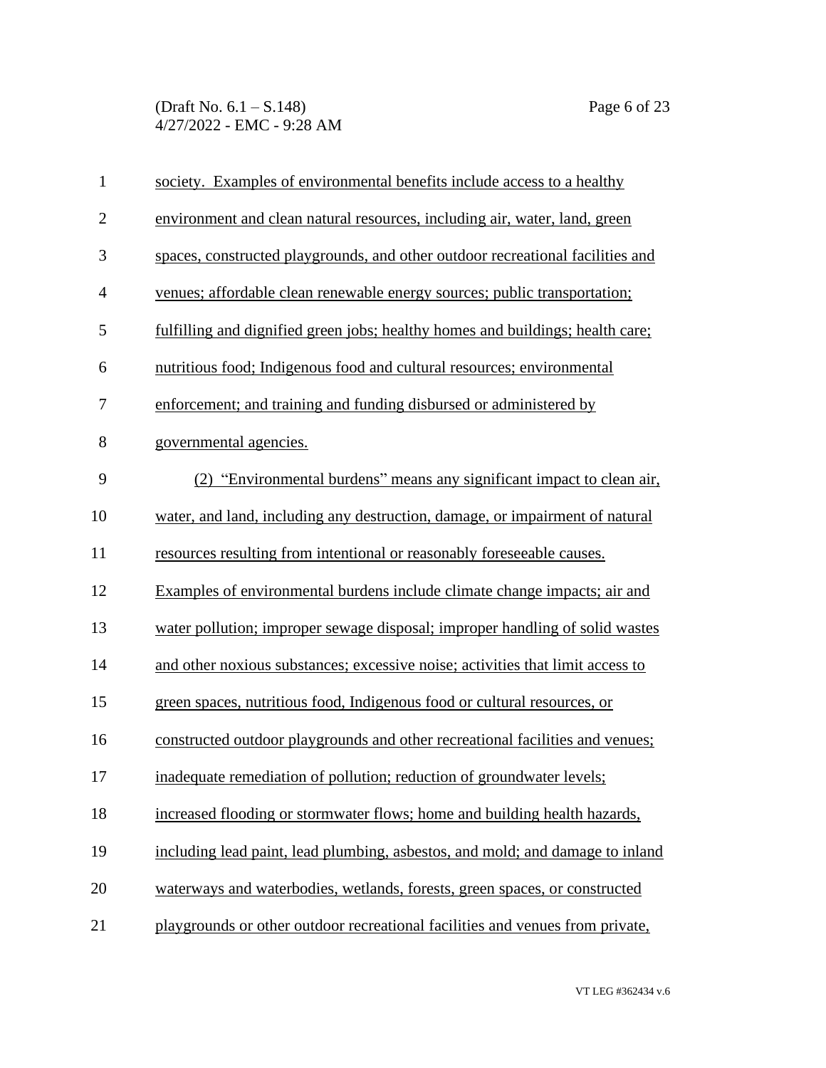society. Examples of environmental benefits include access to a healthy environment and clean natural resources, including air, water, land, green spaces, constructed playgrounds, and other outdoor recreational facilities and venues; affordable clean renewable energy sources; public transportation; fulfilling and dignified green jobs; healthy homes and buildings; health care; nutritious food; Indigenous food and cultural resources; environmental enforcement; and training and funding disbursed or administered by governmental agencies.

(2) "Environmental burdens" means any significant impact to clean air, water, and land, including any destruction, damage, or impairment of natural resources resulting from intentional or reasonably foreseeable causes. Examples of environmental burdens include climate change impacts; air and water pollution; improper sewage disposal; improper handling of solid wastes and other noxious substances; excessive noise; activities that limit access to green spaces, nutritious food, Indigenous food or cultural resources, or constructed outdoor playgrounds and other recreational facilities and venues; inadequate remediation of pollution; reduction of groundwater levels; increased flooding or stormwater flows; home and building health hazards, including lead paint, lead plumbing, asbestos, and mold; and damage to inland waterways and waterbodies, wetlands, forests, green spaces, or constructed playgrounds or other outdoor recreational facilities and venues from private,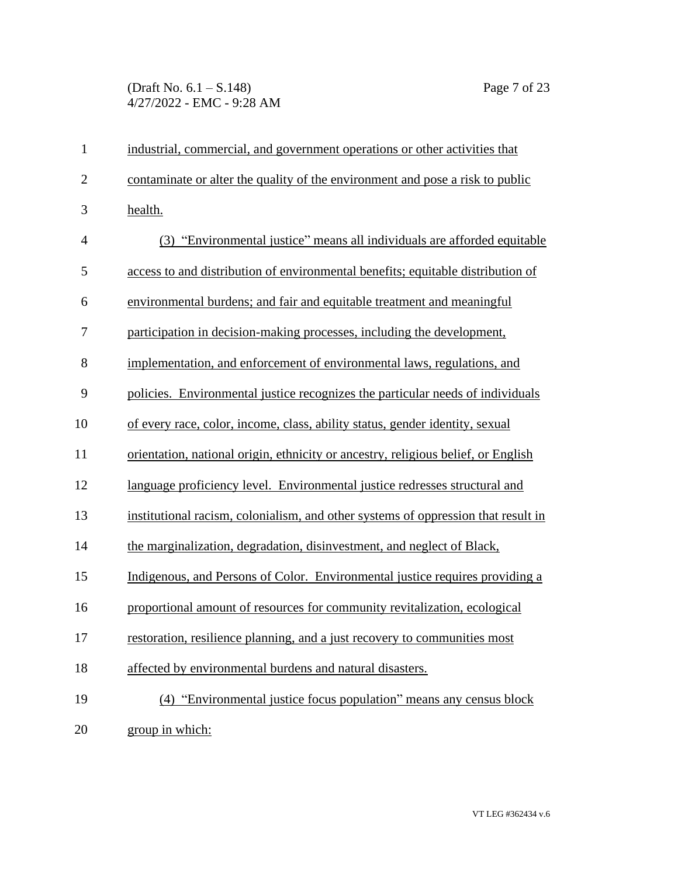industrial, commercial, and government operations or other activities that contaminate or alter the quality of the environment and pose a risk to public health.

(3) "Environmental justice" means all individuals are afforded equitable access to and distribution of environmental benefits; equitable distribution of environmental burdens; and fair and equitable treatment and meaningful participation in decision-making processes, including the development, implementation, and enforcement of environmental laws, regulations, and policies. Environmental justice recognizes the particular needs of individuals of every race, color, income, class, ability status, gender identity, sexual orientation, national origin, ethnicity or ancestry, religious belief, or English language proficiency level. Environmental justice redresses structural and institutional racism, colonialism, and other systems of oppression that result in the marginalization, degradation, disinvestment, and neglect of Black, Indigenous, and Persons of Color. Environmental justice requires providing a proportional amount of resources for community revitalization, ecological restoration, resilience planning, and a just recovery to communities most affected by environmental burdens and natural disasters.

(4) "Environmental justice focus population" means any census block group in which: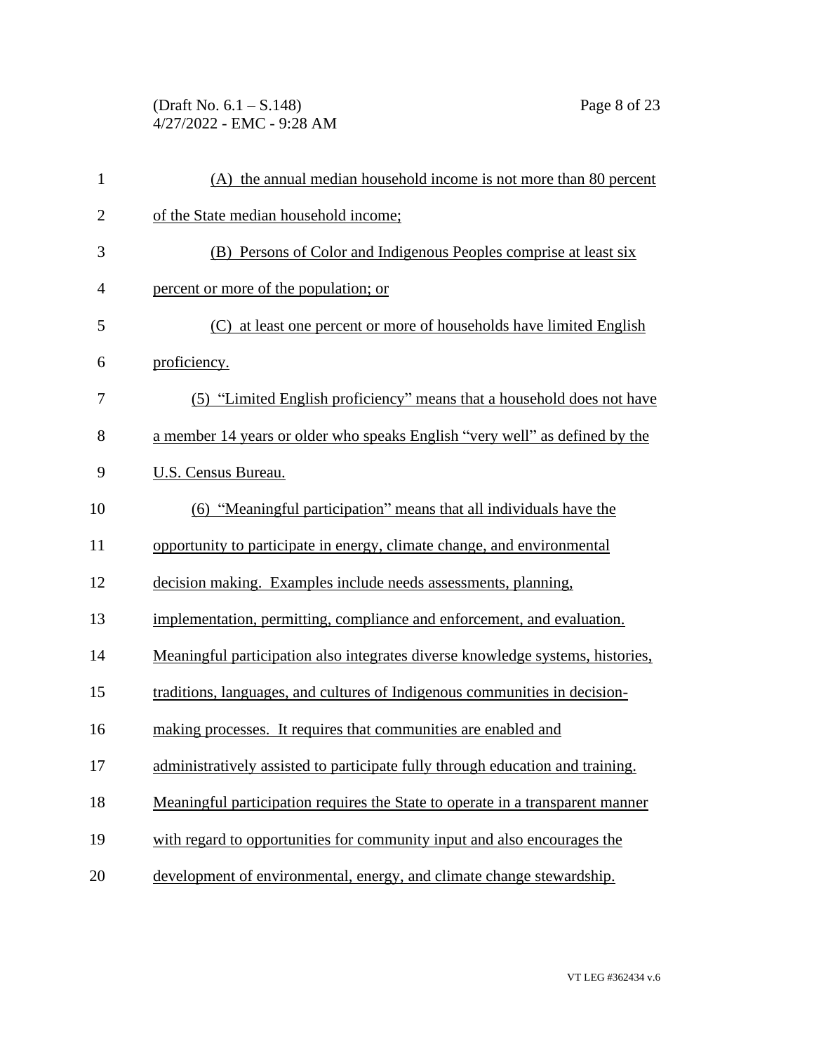(A) the annual median household income is not more than 80 percent of the State median household income;

(B) Persons of Color and Indigenous Peoples comprise at least six percent or more of the population; or

(C) at least one percent or more of households have limited English proficiency.

(5) "Limited English proficiency" means that a household does not have a member 14 years or older who speaks English "very well" as defined by the U.S. Census Bureau.

(6) "Meaningful participation" means that all individuals have the opportunity to participate in energy, climate change, and environmental decision making. Examples include needs assessments, planning, implementation, permitting, compliance and enforcement, and evaluation. Meaningful participation also integrates diverse knowledge systems, histories, traditions, languages, and cultures of Indigenous communities in decision-making processes. It requires that communities are enabled and administratively assisted to participate fully through education and training. Meaningful participation requires the State to operate in a transparent manner with regard to opportunities for community input and also encourages the development of environmental, energy, and climate change stewardship.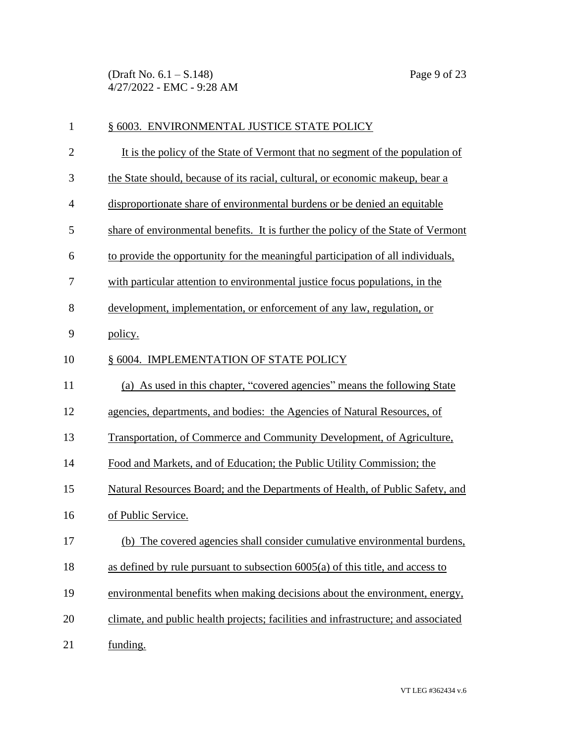§ 6003. ENVIRONMENTAL JUSTICE STATE POLICY

It is the policy of the State of Vermont that no segment of the population of the State should, because of its racial, cultural, or economic makeup, bear a disproportionate share of environmental burdens or be denied an equitable share of environmental benefits. It is further the policy of the State of Vermont to provide the opportunity for the meaningful participation of all individuals, with particular attention to environmental justice focus populations, in the development, implementation, or enforcement of any law, regulation, or policy.

§ 6004. IMPLEMENTATION OF STATE POLICY

(a) As used in this chapter, "covered agencies" means the following State agencies, departments, and bodies: the Agencies of Natural Resources, of Transportation, of Commerce and Community Development, of Agriculture, Food and Markets, and of Education; the Public Utility Commission; the Natural Resources Board; and the Departments of Health, of Public Safety, and of Public Service.

(b) The covered agencies shall consider cumulative environmental burdens, as defined by rule pursuant to subsection 6005(a) of this title, and access to environmental benefits when making decisions about the environment, energy, climate, and public health projects; facilities and infrastructure; and associated funding.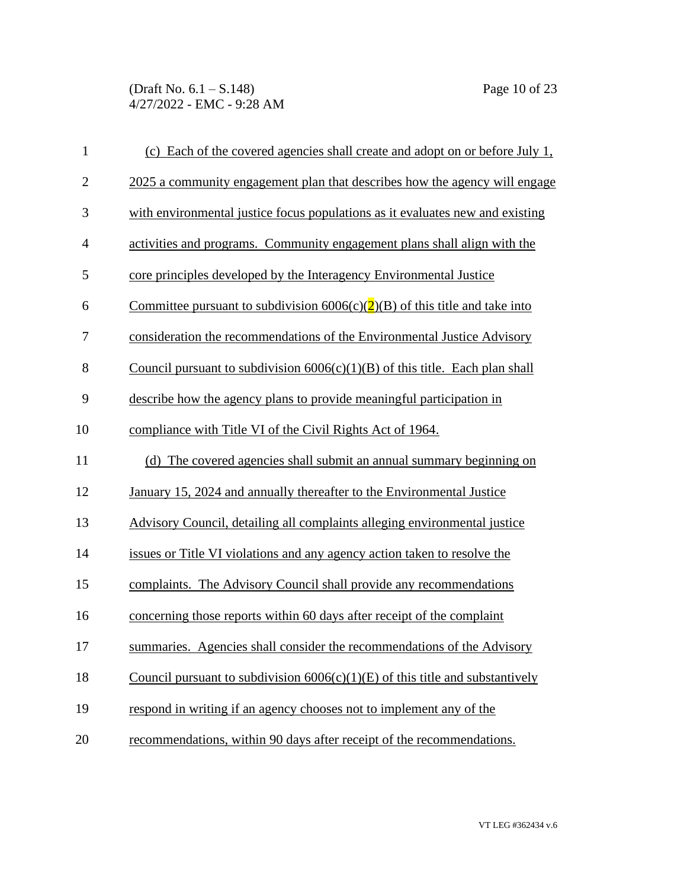(c) Each of the covered agencies shall create and adopt on or before July 1, 2025 a community engagement plan that describes how the agency will engage with environmental justice focus populations as it evaluates new and existing activities and programs. Community engagement plans shall align with the core principles developed by the Interagency Environmental Justice Committee pursuant to subdivision 6006(c)(2)(B) of this title and take into consideration the recommendations of the Environmental Justice Advisory Council pursuant to subdivision 6006(c)(1)(B) of this title. Each plan shall describe how the agency plans to provide meaningful participation in compliance with Title VI of the Civil Rights Act of 1964.

(d) The covered agencies shall submit an annual summary beginning on January 15, 2024 and annually thereafter to the Environmental Justice Advisory Council, detailing all complaints alleging environmental justice issues or Title VI violations and any agency action taken to resolve the complaints. The Advisory Council shall provide any recommendations concerning those reports within 60 days after receipt of the complaint summaries. Agencies shall consider the recommendations of the Advisory Council pursuant to subdivision 6006(c)(1)(E) of this title and substantively respond in writing if an agency chooses not to implement any of the recommendations, within 90 days after receipt of the recommendations.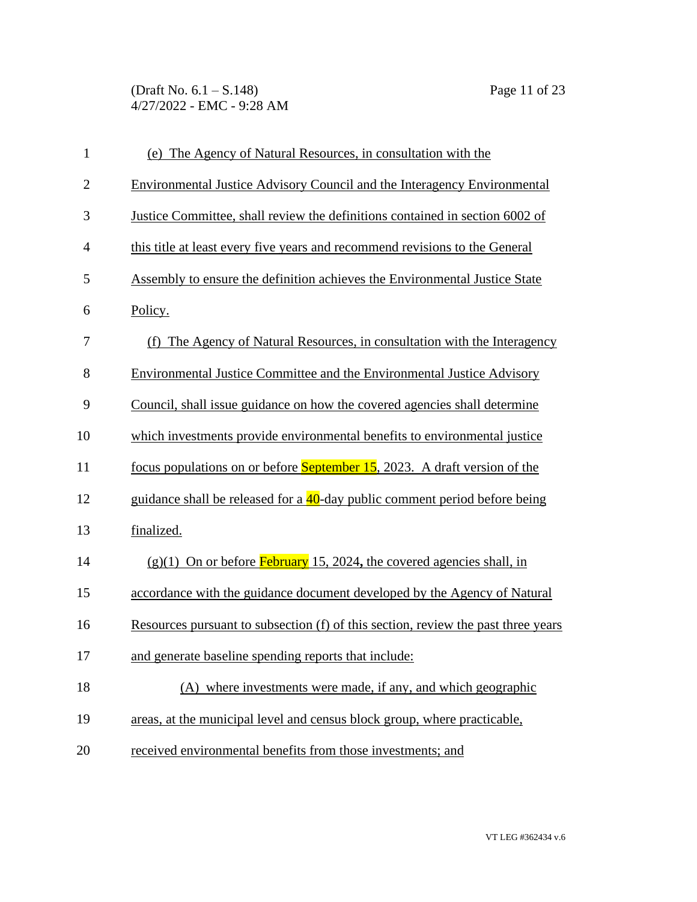(e) The Agency of Natural Resources, in consultation with the Environmental Justice Advisory Council and the Interagency Environmental Justice Committee, shall review the definitions contained in section 6002 of this title at least every five years and recommend revisions to the General Assembly to ensure the definition achieves the Environmental Justice State Policy.

(f) The Agency of Natural Resources, in consultation with the Interagency Environmental Justice Committee and the Environmental Justice Advisory Council, shall issue guidance on how the covered agencies shall determine which investments provide environmental benefits to environmental justice focus populations on or before September 15, 2023. A draft version of the guidance shall be released for a 40-day public comment period before being finalized.

(g)(1) On or before February 15, 2024**,** the covered agencies shall, in accordance with the guidance document developed by the Agency of Natural Resources pursuant to subsection (f) of this section, review the past three years and generate baseline spending reports that include:

(A) where investments were made, if any, and which geographic areas, at the municipal level and census block group, where practicable, received environmental benefits from those investments; and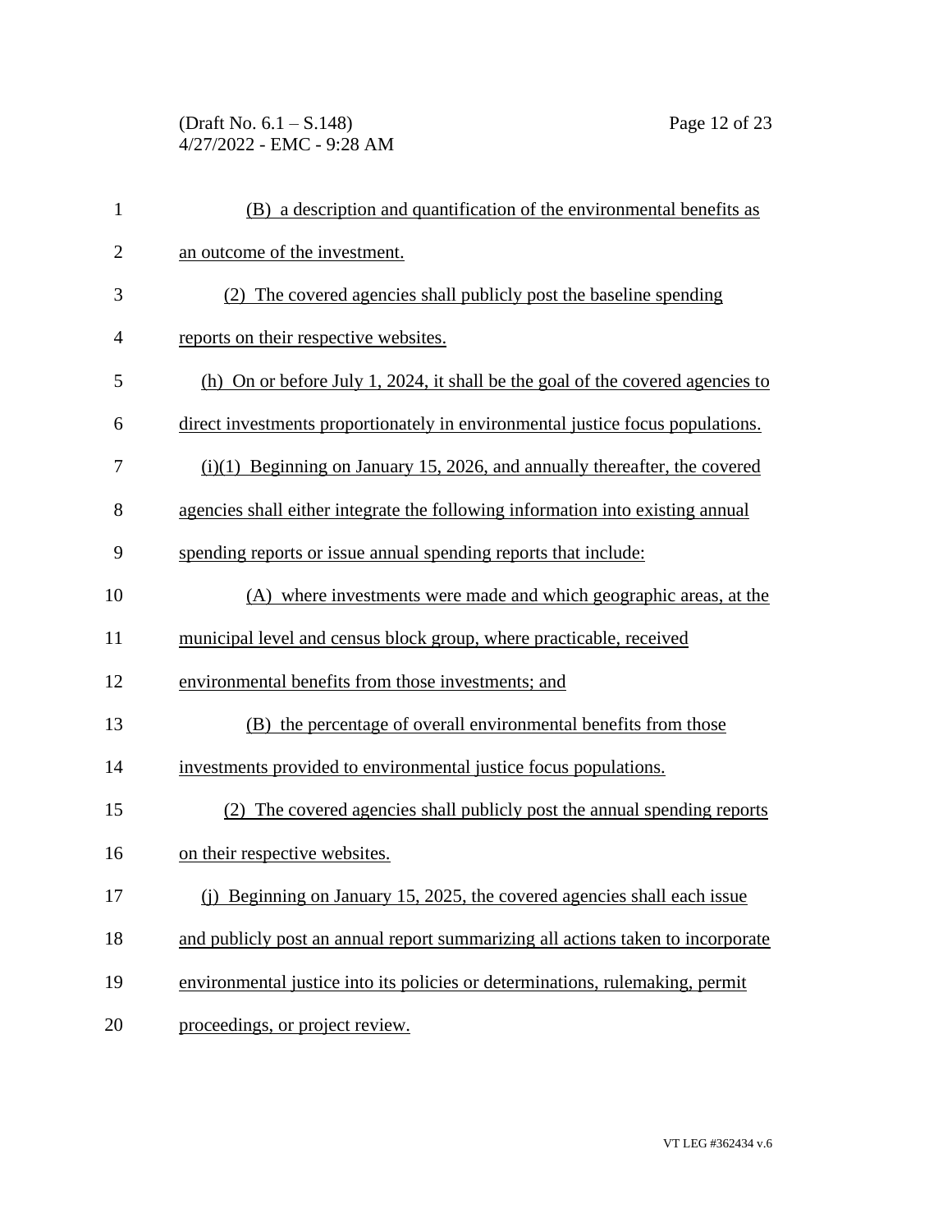(B) a description and quantification of the environmental benefits as an outcome of the investment.

(2) The covered agencies shall publicly post the baseline spending reports on their respective websites.

(h) On or before July 1, 2024, it shall be the goal of the covered agencies to direct investments proportionately in environmental justice focus populations.

(i)(1) Beginning on January 15, 2026, and annually thereafter, the covered agencies shall either integrate the following information into existing annual spending reports or issue annual spending reports that include:

(A) where investments were made and which geographic areas, at the municipal level and census block group, where practicable, received environmental benefits from those investments; and

(B) the percentage of overall environmental benefits from those investments provided to environmental justice focus populations.

(2) The covered agencies shall publicly post the annual spending reports on their respective websites.

(j) Beginning on January 15, 2025, the covered agencies shall each issue and publicly post an annual report summarizing all actions taken to incorporate environmental justice into its policies or determinations, rulemaking, permit proceedings, or project review.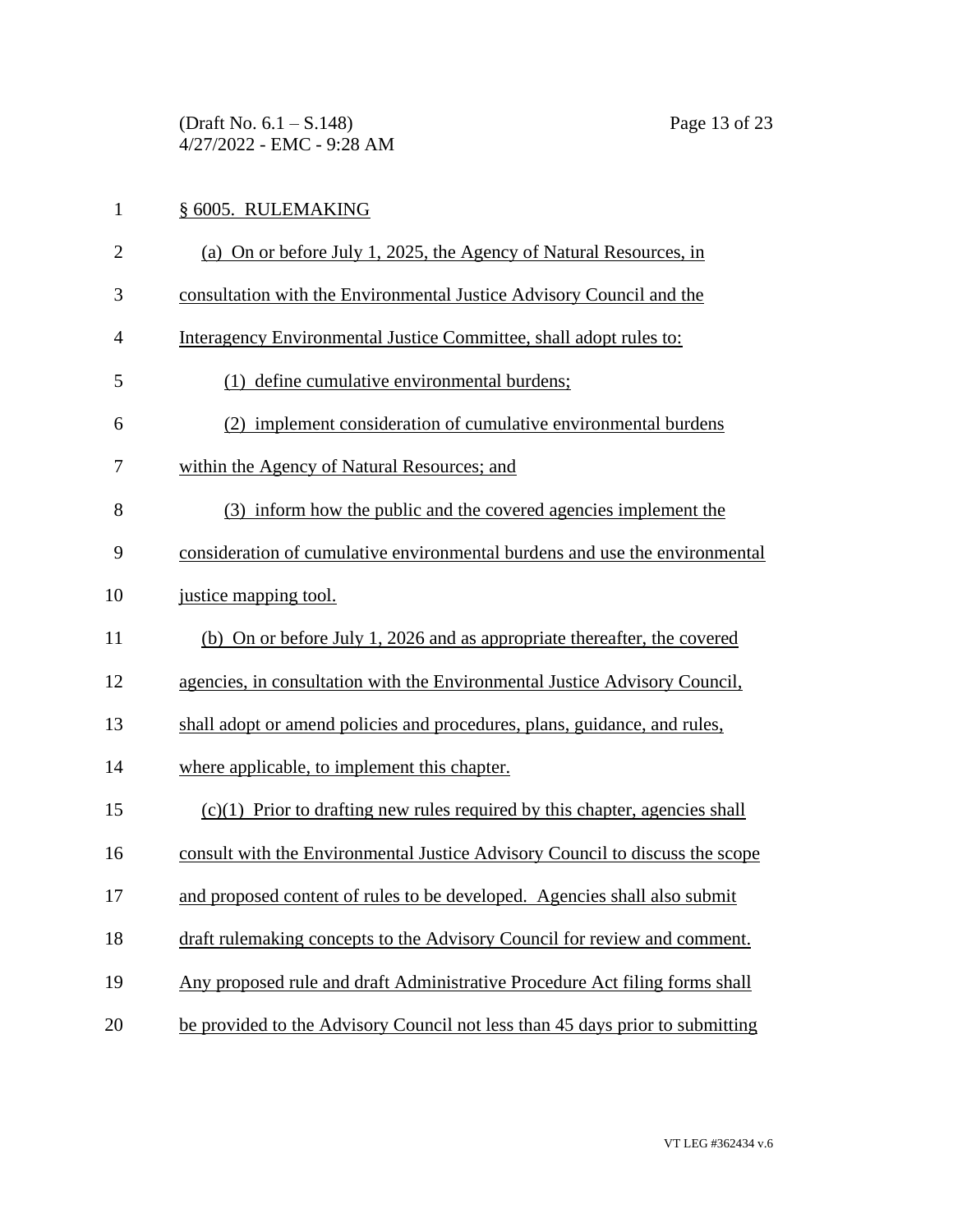§ 6005. RULEMAKING

(a) On or before July 1, 2025, the Agency of Natural Resources, in consultation with the Environmental Justice Advisory Council and the Interagency Environmental Justice Committee, shall adopt rules to:

(1) define cumulative environmental burdens;

(2) implement consideration of cumulative environmental burdens within the Agency of Natural Resources; and

(3) inform how the public and the covered agencies implement the consideration of cumulative environmental burdens and use the environmental justice mapping tool.

(b) On or before July 1, 2026 and as appropriate thereafter, the covered agencies, in consultation with the Environmental Justice Advisory Council, shall adopt or amend policies and procedures, plans, guidance, and rules, where applicable, to implement this chapter.

(c)(1) Prior to drafting new rules required by this chapter, agencies shall consult with the Environmental Justice Advisory Council to discuss the scope and proposed content of rules to be developed. Agencies shall also submit draft rulemaking concepts to the Advisory Council for review and comment. Any proposed rule and draft Administrative Procedure Act filing forms shall be provided to the Advisory Council not less than 45 days prior to submitting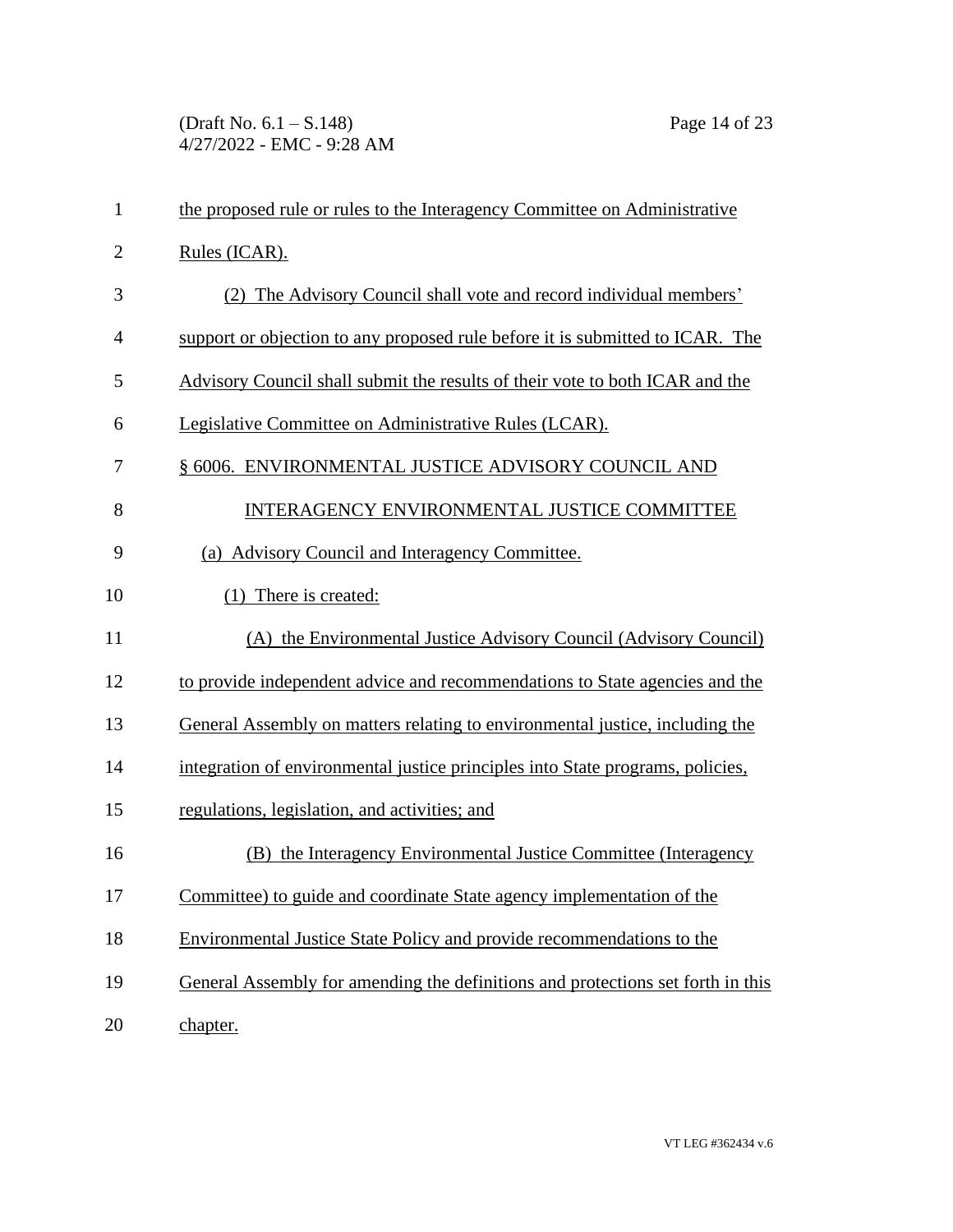the proposed rule or rules to the Interagency Committee on Administrative Rules (ICAR).

(2) The Advisory Council shall vote and record individual members' support or objection to any proposed rule before it is submitted to ICAR. The Advisory Council shall submit the results of their vote to both ICAR and the Legislative Committee on Administrative Rules (LCAR).

§ 6006. ENVIRONMENTAL JUSTICE ADVISORY COUNCIL AND INTERAGENCY ENVIRONMENTAL JUSTICE COMMITTEE

(a) Advisory Council and Interagency Committee.

(1) There is created:

(A) the Environmental Justice Advisory Council (Advisory Council) to provide independent advice and recommendations to State agencies and the General Assembly on matters relating to environmental justice, including the integration of environmental justice principles into State programs, policies, regulations, legislation, and activities; and

(B) the Interagency Environmental Justice Committee (Interagency Committee) to guide and coordinate State agency implementation of the Environmental Justice State Policy and provide recommendations to the General Assembly for amending the definitions and protections set forth in this chapter.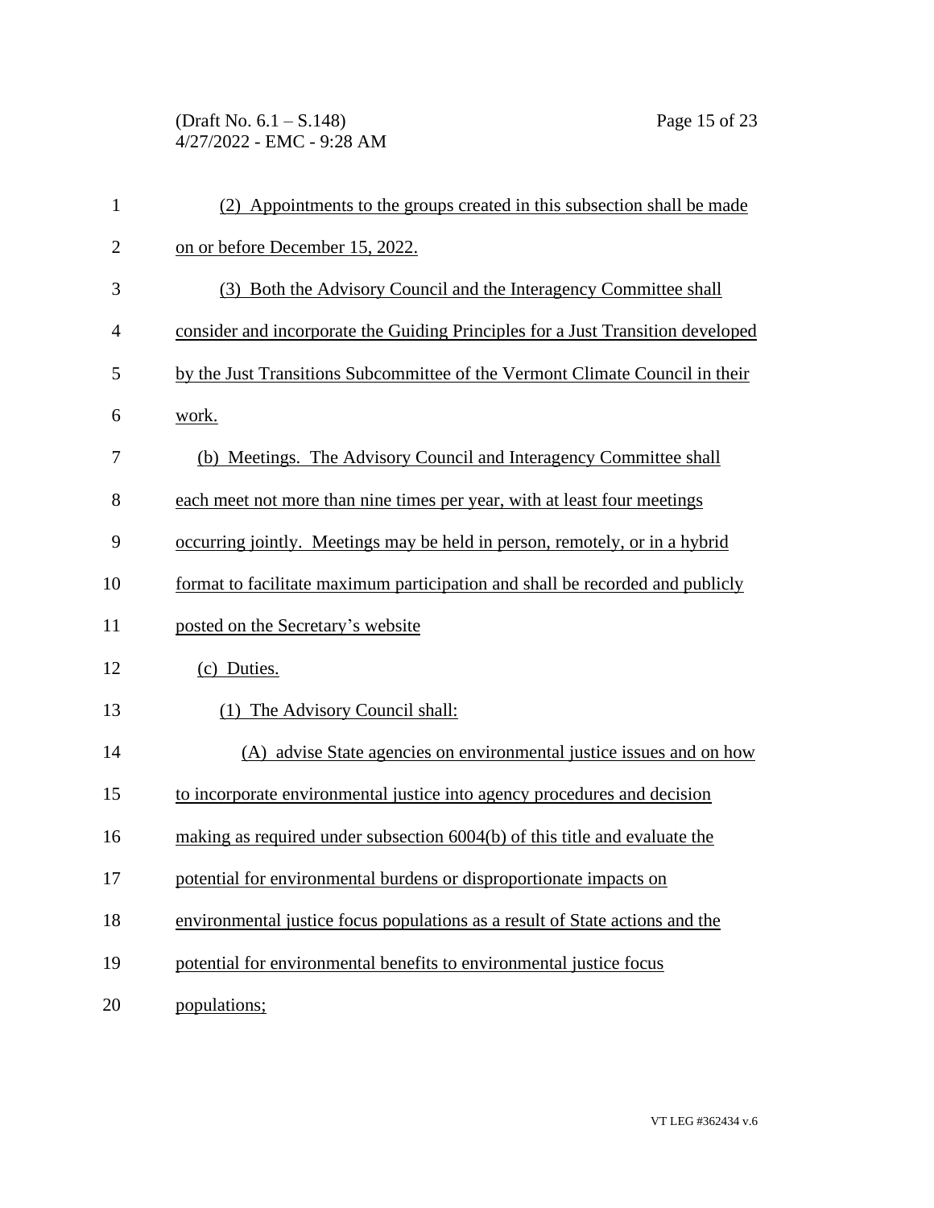(2) Appointments to the groups created in this subsection shall be made on or before December 15, 2022.

(3) Both the Advisory Council and the Interagency Committee shall consider and incorporate the Guiding Principles for a Just Transition developed by the Just Transitions Subcommittee of the Vermont Climate Council in their work.

(b) Meetings. The Advisory Council and Interagency Committee shall each meet not more than nine times per year, with at least four meetings occurring jointly. Meetings may be held in person, remotely, or in a hybrid format to facilitate maximum participation and shall be recorded and publicly posted on the Secretary's website

(c) Duties.

(1) The Advisory Council shall:

(A) advise State agencies on environmental justice issues and on how to incorporate environmental justice into agency procedures and decision making as required under subsection 6004(b) of this title and evaluate the potential for environmental burdens or disproportionate impacts on environmental justice focus populations as a result of State actions and the potential for environmental benefits to environmental justice focus populations;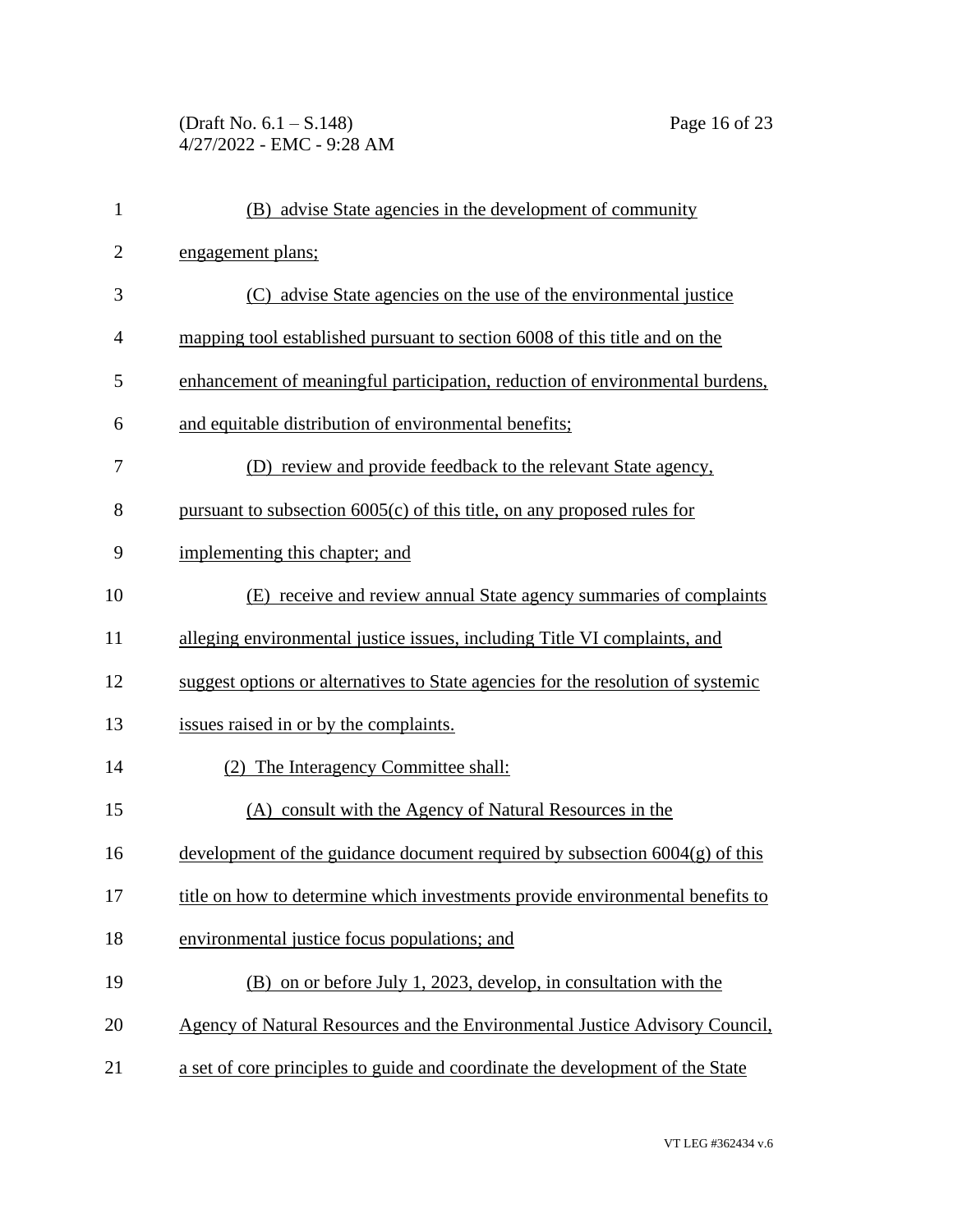(B) advise State agencies in the development of community engagement plans;

(C) advise State agencies on the use of the environmental justice mapping tool established pursuant to section 6008 of this title and on the enhancement of meaningful participation, reduction of environmental burdens, and equitable distribution of environmental benefits;

(D) review and provide feedback to the relevant State agency, pursuant to subsection 6005(c) of this title, on any proposed rules for implementing this chapter; and

(E) receive and review annual State agency summaries of complaints alleging environmental justice issues, including Title VI complaints, and suggest options or alternatives to State agencies for the resolution of systemic issues raised in or by the complaints.

(2) The Interagency Committee shall:

(A) consult with the Agency of Natural Resources in the development of the guidance document required by subsection 6004(g) of this title on how to determine which investments provide environmental benefits to environmental justice focus populations; and

(B) on or before July 1, 2023, develop, in consultation with the Agency of Natural Resources and the Environmental Justice Advisory Council, a set of core principles to guide and coordinate the development of the State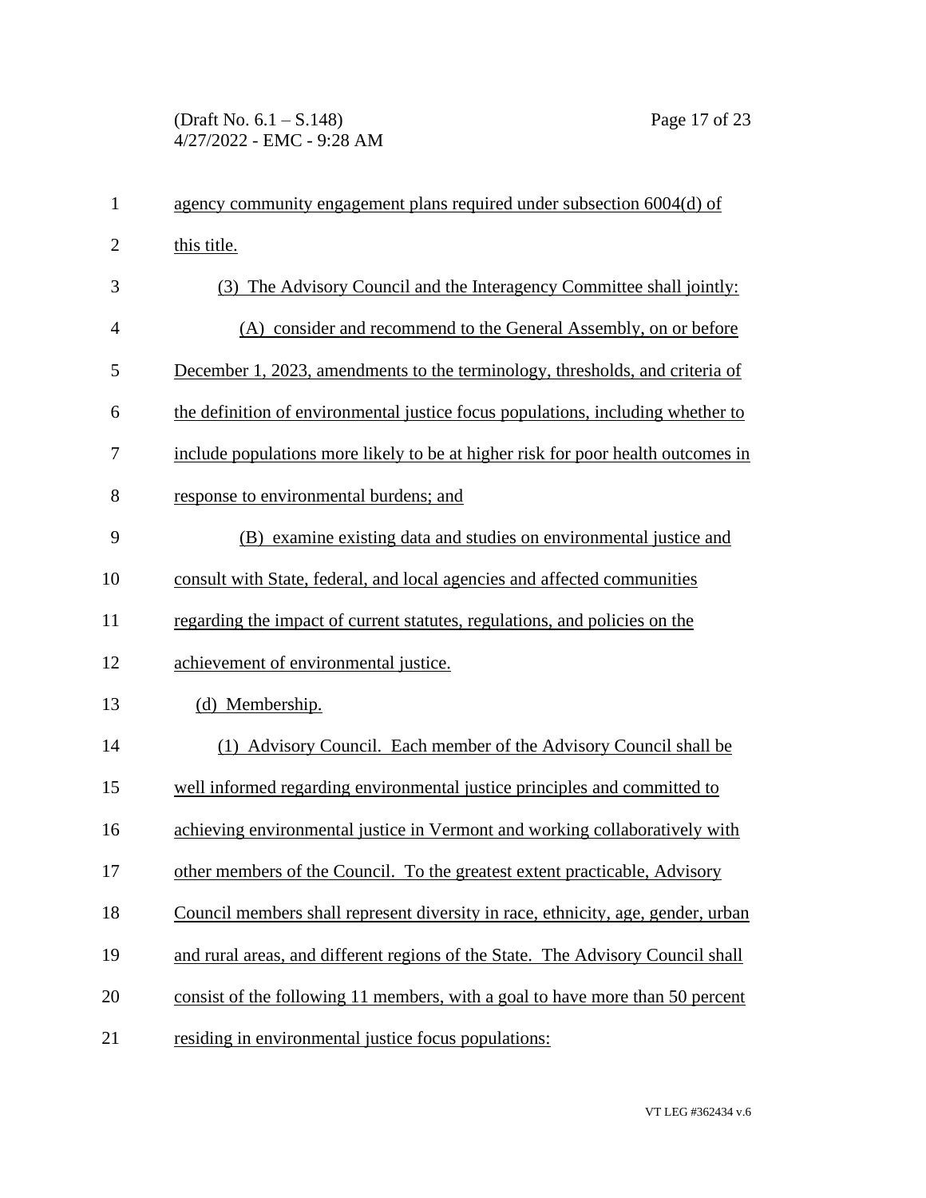agency community engagement plans required under subsection 6004(d) of this title.

(3) The Advisory Council and the Interagency Committee shall jointly:

(A) consider and recommend to the General Assembly, on or before December 1, 2023, amendments to the terminology, thresholds, and criteria of the definition of environmental justice focus populations, including whether to include populations more likely to be at higher risk for poor health outcomes in response to environmental burdens; and

(B) examine existing data and studies on environmental justice and consult with State, federal, and local agencies and affected communities regarding the impact of current statutes, regulations, and policies on the achievement of environmental justice.

(d) Membership.

(1) Advisory Council. Each member of the Advisory Council shall be well informed regarding environmental justice principles and committed to achieving environmental justice in Vermont and working collaboratively with other members of the Council. To the greatest extent practicable, Advisory Council members shall represent diversity in race, ethnicity, age, gender, urban and rural areas, and different regions of the State. The Advisory Council shall consist of the following 11 members, with a goal to have more than 50 percent residing in environmental justice focus populations: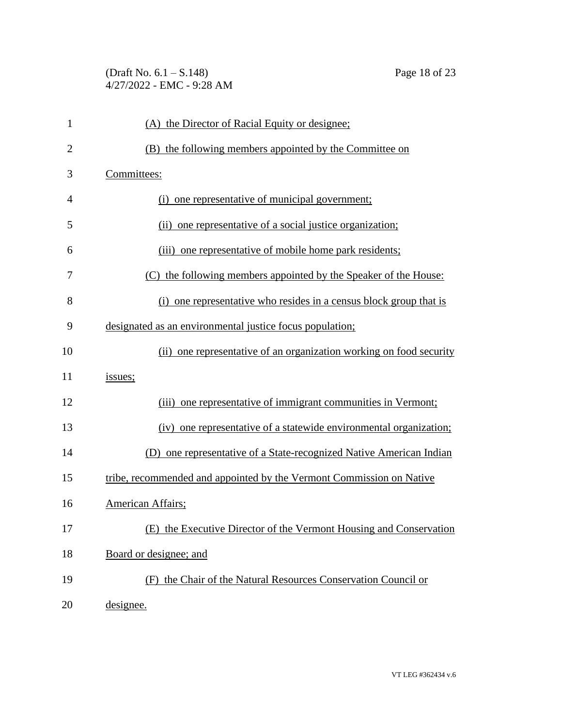(A) the Director of Racial Equity or designee;

(B) the following members appointed by the Committee on Committees:

(i) one representative of municipal government;

(ii) one representative of a social justice organization;

(iii) one representative of mobile home park residents;

(C) the following members appointed by the Speaker of the House:

(i) one representative who resides in a census block group that is designated as an environmental justice focus population;

(ii) one representative of an organization working on food security issues;

(iii) one representative of immigrant communities in Vermont;

(iv) one representative of a statewide environmental organization;

(D) one representative of a State-recognized Native American Indian tribe, recommended and appointed by the Vermont Commission on Native American Affairs;

(E) the Executive Director of the Vermont Housing and Conservation Board or designee; and

(F) the Chair of the Natural Resources Conservation Council or designee.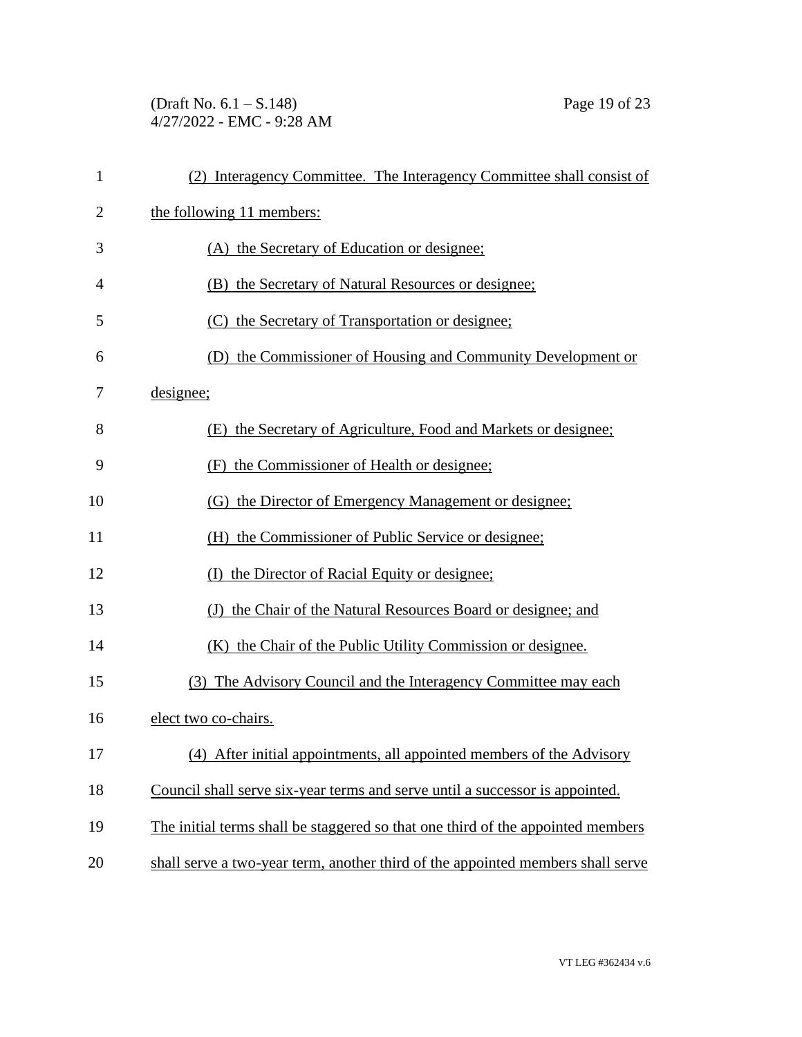(2) Interagency Committee. The Interagency Committee shall consist of the following 11 members:

(A) the Secretary of Education or designee;

(B) the Secretary of Natural Resources or designee;

(C) the Secretary of Transportation or designee;

(D) the Commissioner of Housing and Community Development or designee;

(E) the Secretary of Agriculture, Food and Markets or designee;

(F) the Commissioner of Health or designee;

(G) the Director of Emergency Management or designee;

(H) the Commissioner of Public Service or designee;

(I) the Director of Racial Equity or designee;

(J) the Chair of the Natural Resources Board or designee; and

(K) the Chair of the Public Utility Commission or designee.

(3) The Advisory Council and the Interagency Committee may each elect two co-chairs.

(4) After initial appointments, all appointed members of the Advisory Council shall serve six-year terms and serve until a successor is appointed. The initial terms shall be staggered so that one third of the appointed members shall serve a two-year term, another third of the appointed members shall serve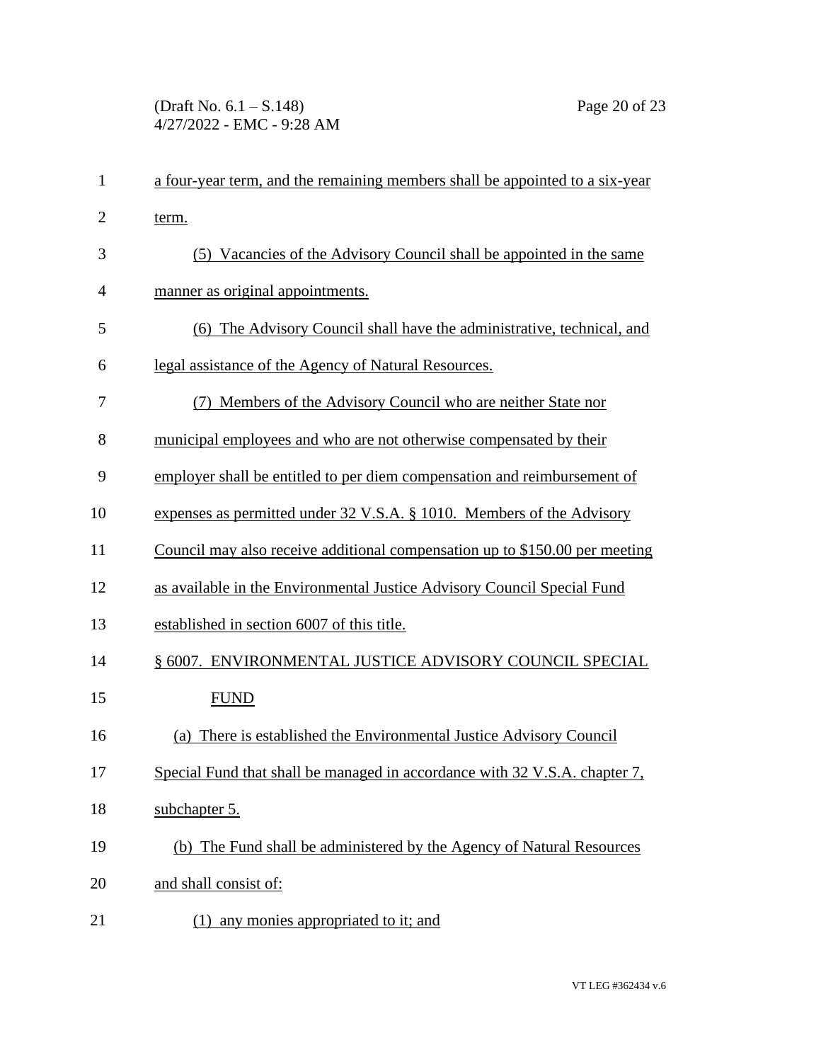a four-year term, and the remaining members shall be appointed to a six-year term.

(5) Vacancies of the Advisory Council shall be appointed in the same manner as original appointments.

(6) The Advisory Council shall have the administrative, technical, and legal assistance of the Agency of Natural Resources.

(7) Members of the Advisory Council who are neither State nor municipal employees and who are not otherwise compensated by their employer shall be entitled to per diem compensation and reimbursement of expenses as permitted under 32 V.S.A. § 1010. Members of the Advisory Council may also receive additional compensation up to $150.00 per meeting as available in the Environmental Justice Advisory Council Special Fund established in section 6007 of this title.

§ 6007. ENVIRONMENTAL JUSTICE ADVISORY COUNCIL SPECIAL FUND

(a) There is established the Environmental Justice Advisory Council Special Fund that shall be managed in accordance with 32 V.S.A. chapter 7, subchapter 5.

(b) The Fund shall be administered by the Agency of Natural Resources and shall consist of:

(1) any monies appropriated to it; and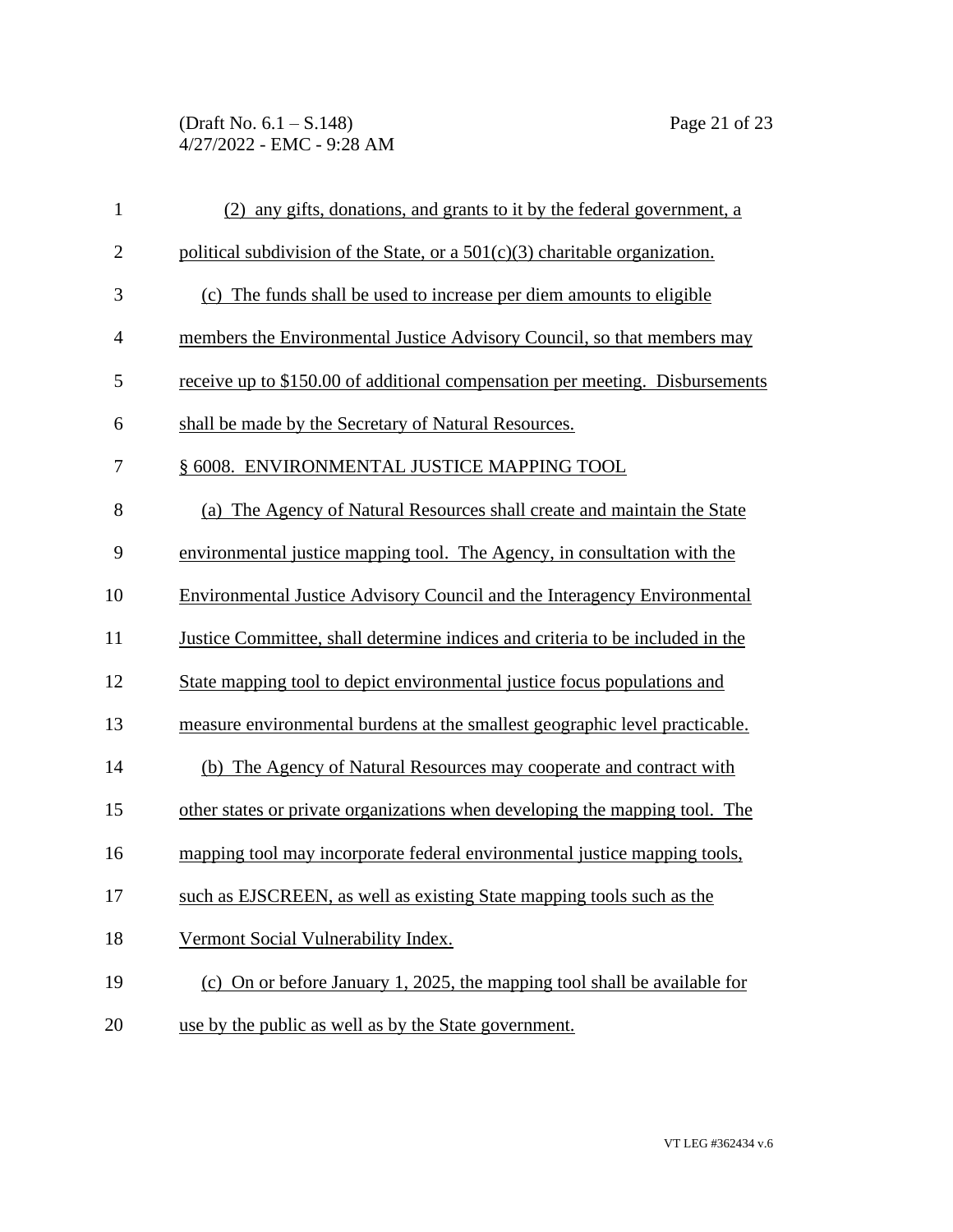(2) any gifts, donations, and grants to it by the federal government, a political subdivision of the State, or a 501(c)(3) charitable organization.

(c) The funds shall be used to increase per diem amounts to eligible members the Environmental Justice Advisory Council, so that members may receive up to $150.00 of additional compensation per meeting. Disbursements shall be made by the Secretary of Natural Resources.

§ 6008. ENVIRONMENTAL JUSTICE MAPPING TOOL

(a) The Agency of Natural Resources shall create and maintain the State environmental justice mapping tool. The Agency, in consultation with the Environmental Justice Advisory Council and the Interagency Environmental Justice Committee, shall determine indices and criteria to be included in the State mapping tool to depict environmental justice focus populations and measure environmental burdens at the smallest geographic level practicable.

(b) The Agency of Natural Resources may cooperate and contract with other states or private organizations when developing the mapping tool. The mapping tool may incorporate federal environmental justice mapping tools, such as EJSCREEN, as well as existing State mapping tools such as the Vermont Social Vulnerability Index.

(c) On or before January 1, 2025, the mapping tool shall be available for use by the public as well as by the State government.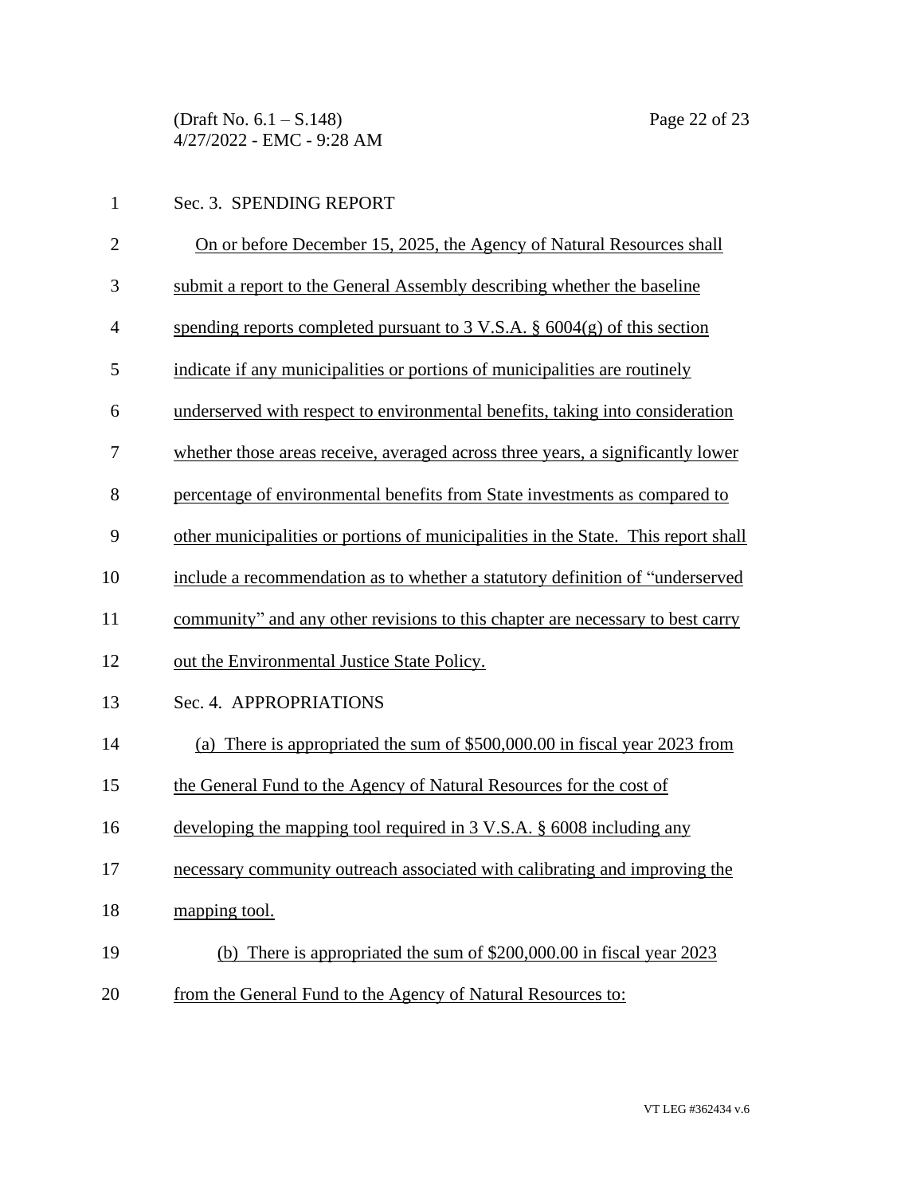Sec. 3. SPENDING REPORT

On or before December 15, 2025, the Agency of Natural Resources shall submit a report to the General Assembly describing whether the baseline spending reports completed pursuant to 3 V.S.A. § 6004(g) of this section indicate if any municipalities or portions of municipalities are routinely underserved with respect to environmental benefits, taking into consideration whether those areas receive, averaged across three years, a significantly lower percentage of environmental benefits from State investments as compared to other municipalities or portions of municipalities in the State. This report shall include a recommendation as to whether a statutory definition of "underserved community" and any other revisions to this chapter are necessary to best carry out the Environmental Justice State Policy.

Sec. 4. APPROPRIATIONS

(a) There is appropriated the sum of $500,000.00 in fiscal year 2023 from the General Fund to the Agency of Natural Resources for the cost of developing the mapping tool required in 3 V.S.A. § 6008 including any necessary community outreach associated with calibrating and improving the mapping tool.

(b) There is appropriated the sum of $200,000.00 in fiscal year 2023 from the General Fund to the Agency of Natural Resources to: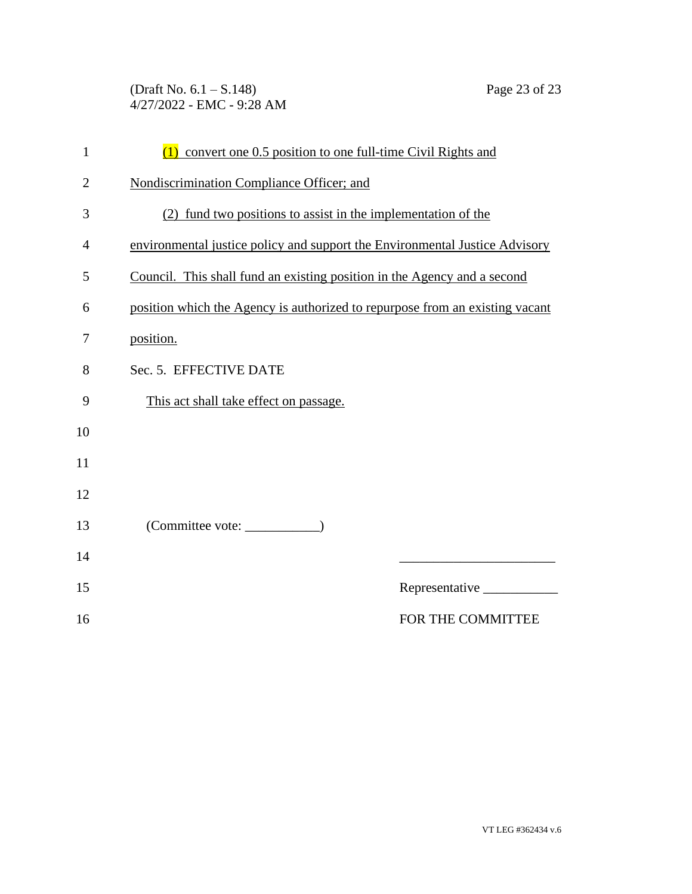(1) convert one 0.5 position to one full-time Civil Rights and Nondiscrimination Compliance Officer; and

(2) fund two positions to assist in the implementation of the environmental justice policy and support the Environmental Justice Advisory Council. This shall fund an existing position in the Agency and a second position which the Agency is authorized to repurpose from an existing vacant position.

Sec. 5. EFFECTIVE DATE

This act shall take effect on passage.

(Committee vote: ___________)

_______________________

Representative ___________

FOR THE COMMITTEE